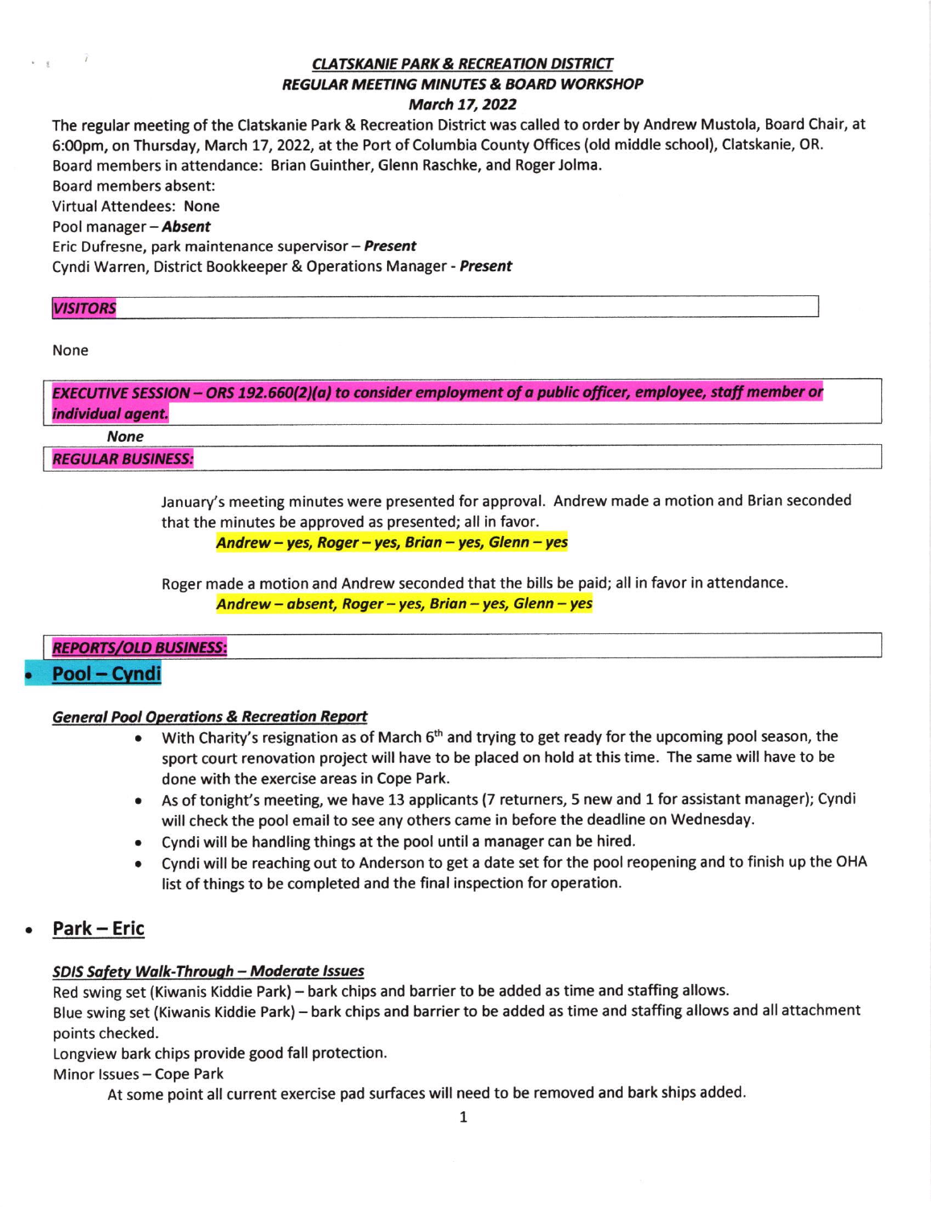# *CLATSKANIE PARK & RECREATION DISTRICT*
## *REGULAR MEETING MINUTES & BOARD WORKSHOP*
### *March 17, 2022*

The regular meeting of the Clatskanie Park & Recreation District was called to order by Andrew Mustola, Board Chair, at 6:00pm, on Thursday, March 17, 2022, at the Port of Columbia County Offices (old middle school), Clatskanie, OR.
Board members in attendance: Brian Guinther, Glenn Raschke, and Roger Jolma.
Board members absent:
Virtual Attendees: None
Pool manager – ***Absent***
Eric Dufresne, park maintenance supervisor – ***Present***
Cyndi Warren, District Bookkeeper & Operations Manager - ***Present***

***VISITORS***

None

***EXECUTIVE SESSION – ORS 192.660(2)(a) to consider employment of a public officer, employee, staff member or individual agent.***

***None***

***REGULAR BUSINESS:***

January's meeting minutes were presented for approval. Andrew made a motion and Brian seconded that the minutes be approved as presented; all in favor.

***Andrew – yes, Roger – yes, Brian – yes, Glenn – yes***

Roger made a motion and Andrew seconded that the bills be paid; all in favor in attendance.

***Andrew – absent, Roger – yes, Brian – yes, Glenn – yes***

***REPORTS/OLD BUSINESS:***

- **Pool – Cyndi**

***General Pool Operations & Recreation Report***

- With Charity's resignation as of March 6th and trying to get ready for the upcoming pool season, the sport court renovation project will have to be placed on hold at this time. The same will have to be done with the exercise areas in Cope Park.
- As of tonight's meeting, we have 13 applicants (7 returners, 5 new and 1 for assistant manager); Cyndi will check the pool email to see any others came in before the deadline on Wednesday.
- Cyndi will be handling things at the pool until a manager can be hired.
- Cyndi will be reaching out to Anderson to get a date set for the pool reopening and to finish up the OHA list of things to be completed and the final inspection for operation.

- **Park – Eric**

***SDIS Safety Walk-Through – Moderate Issues***

Red swing set (Kiwanis Kiddie Park) – bark chips and barrier to be added as time and staffing allows.
Blue swing set (Kiwanis Kiddie Park) – bark chips and barrier to be added as time and staffing allows and all attachment points checked.
Longview bark chips provide good fall protection.
Minor Issues – Cope Park

At some point all current exercise pad surfaces will need to be removed and bark ships added.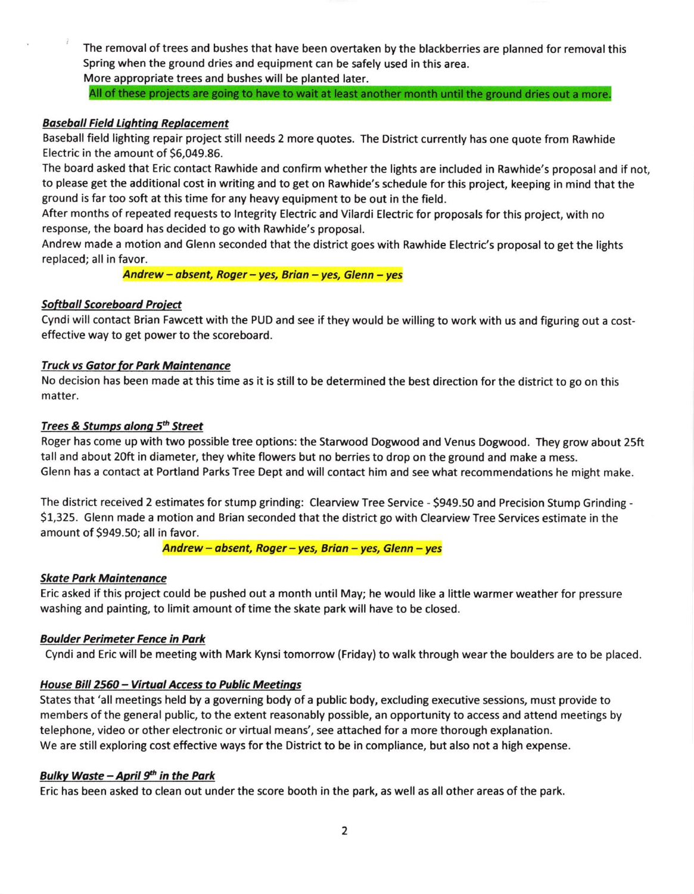The removal of trees and bushes that have been overtaken by the blackberries are planned for removal this Spring when the ground dries and equipment can be safely used in this area.
More appropriate trees and bushes will be planted later.
All of these projects are going to have to wait at least another month until the ground dries out a more.

***Baseball Field Lighting Replacement***

Baseball field lighting repair project still needs 2 more quotes. The District currently has one quote from Rawhide Electric in the amount of $6,049.86.
The board asked that Eric contact Rawhide and confirm whether the lights are included in Rawhide's proposal and if not, to please get the additional cost in writing and to get on Rawhide's schedule for this project, keeping in mind that the ground is far too soft at this time for any heavy equipment to be out in the field.
After months of repeated requests to Integrity Electric and Vilardi Electric for proposals for this project, with no response, the board has decided to go with Rawhide's proposal.
Andrew made a motion and Glenn seconded that the district goes with Rawhide Electric's proposal to get the lights replaced; all in favor.

***Andrew – absent, Roger – yes, Brian – yes, Glenn – yes***

***Softball Scoreboard Project***

Cyndi will contact Brian Fawcett with the PUD and see if they would be willing to work with us and figuring out a cost-effective way to get power to the scoreboard.

***Truck vs Gator for Park Maintenance***

No decision has been made at this time as it is still to be determined the best direction for the district to go on this matter.

***Trees & Stumps along 5th Street***

Roger has come up with two possible tree options: the Starwood Dogwood and Venus Dogwood. They grow about 25ft tall and about 20ft in diameter, they white flowers but no berries to drop on the ground and make a mess.
Glenn has a contact at Portland Parks Tree Dept and will contact him and see what recommendations he might make.

The district received 2 estimates for stump grinding: Clearview Tree Service - $949.50 and Precision Stump Grinding - $1,325. Glenn made a motion and Brian seconded that the district go with Clearview Tree Services estimate in the amount of $949.50; all in favor.

***Andrew – absent, Roger – yes, Brian – yes, Glenn – yes***

***Skate Park Maintenance***

Eric asked if this project could be pushed out a month until May; he would like a little warmer weather for pressure washing and painting, to limit amount of time the skate park will have to be closed.

***Boulder Perimeter Fence in Park***

Cyndi and Eric will be meeting with Mark Kynsi tomorrow (Friday) to walk through wear the boulders are to be placed.

***House Bill 2560 – Virtual Access to Public Meetings***

States that 'all meetings held by a governing body of a public body, excluding executive sessions, must provide to members of the general public, to the extent reasonably possible, an opportunity to access and attend meetings by telephone, video or other electronic or virtual means', see attached for a more thorough explanation.
We are still exploring cost effective ways for the District to be in compliance, but also not a high expense.

***Bulky Waste – April 9th in the Park***

Eric has been asked to clean out under the score booth in the park, as well as all other areas of the park.